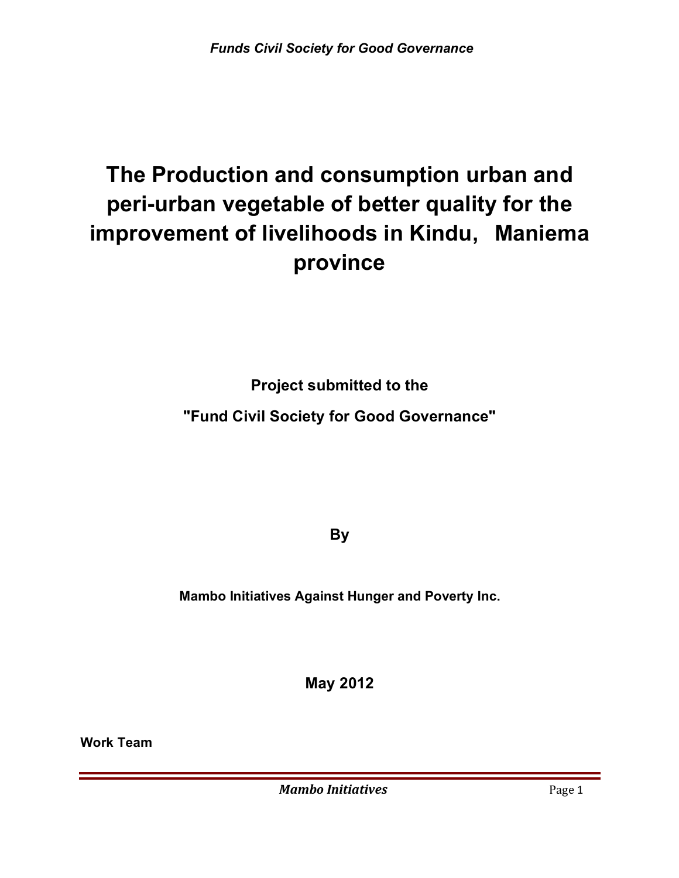# The Production and consumption urban and peri-urban vegetable of better quality for the improvement of livelihoods in Kindu, Maniema province

**Project submitted to the**

**"Fund Civil Society for Good Governance"**

**By**

**Mambo Initiatives Against Hunger and Poverty Inc.**

**May 2012**

**Work Team**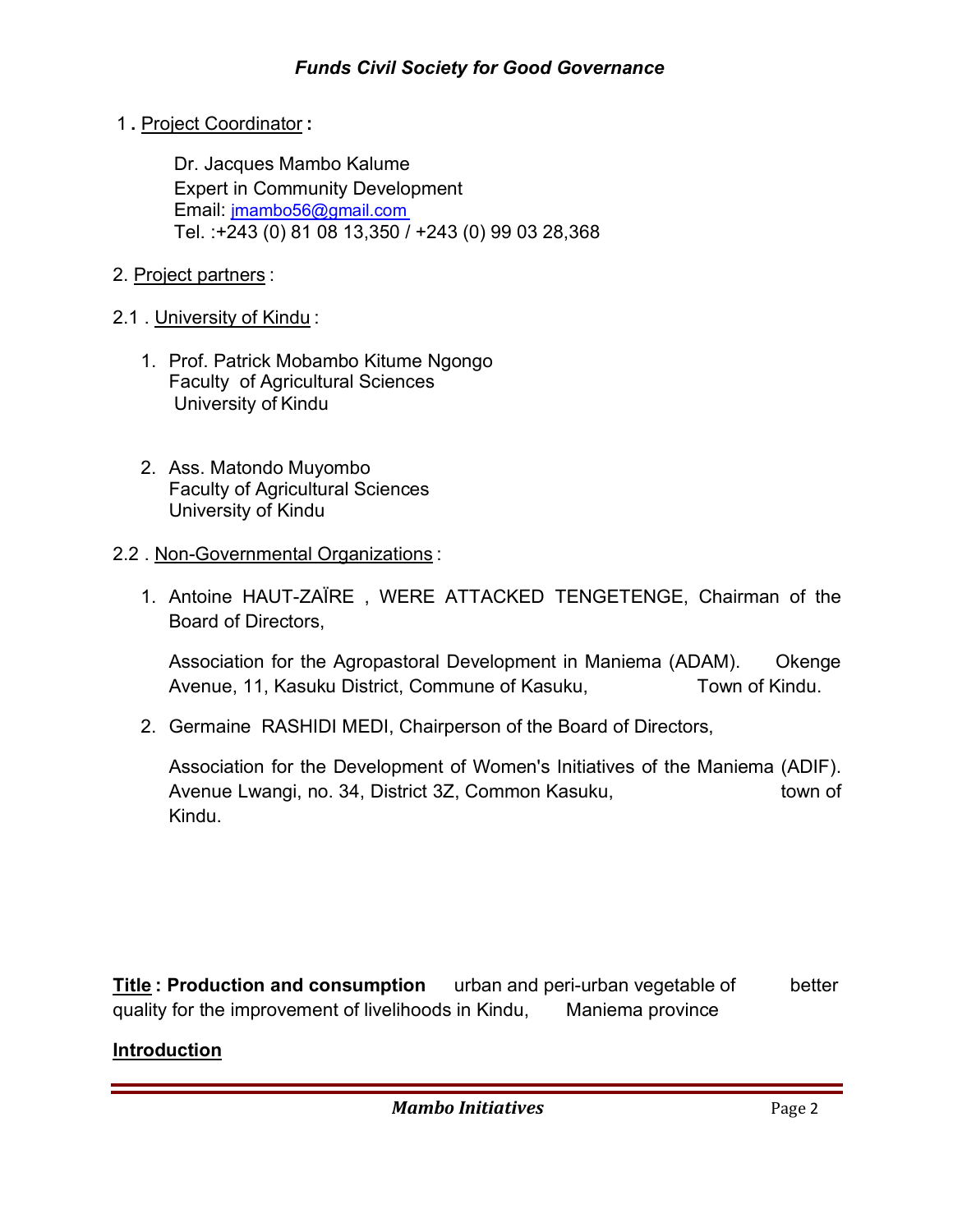*Funds Civil Society for Good Governance*

1 . Project Coordinator :

Dr. Jacques Mambo Kalume
Expert in Community Development
Email: jmambo56@gmail.com
Tel. :+243 (0) 81 08 13,350 / +243 (0) 99 03 28,368

2. Project partners :

2.1 . University of Kindu :

1. Prof. Patrick Mobambo Kitume Ngongo
   Faculty of Agricultural Sciences
   University of Kindu

2. Ass. Matondo Muyombo
   Faculty of Agricultural Sciences
   University of Kindu

2.2 . Non-Governmental Organizations :

1. Antoine HAUT-ZAÏRE , WERE ATTACKED TENGETENGE, Chairman of the Board of Directors,

   Association for the Agropastoral Development in Maniema (ADAM). Okenge Avenue, 11, Kasuku District, Commune of Kasuku, Town of Kindu.

2. Germaine RASHIDI MEDI, Chairperson of the Board of Directors,

   Association for the Development of Women's Initiatives of the Maniema (ADIF). Avenue Lwangi, no. 34, District 3Z, Common Kasuku, town of Kindu.

**Title : Production and consumption** urban and peri-urban vegetable of better quality for the improvement of livelihoods in Kindu, Maniema province

**Introduction**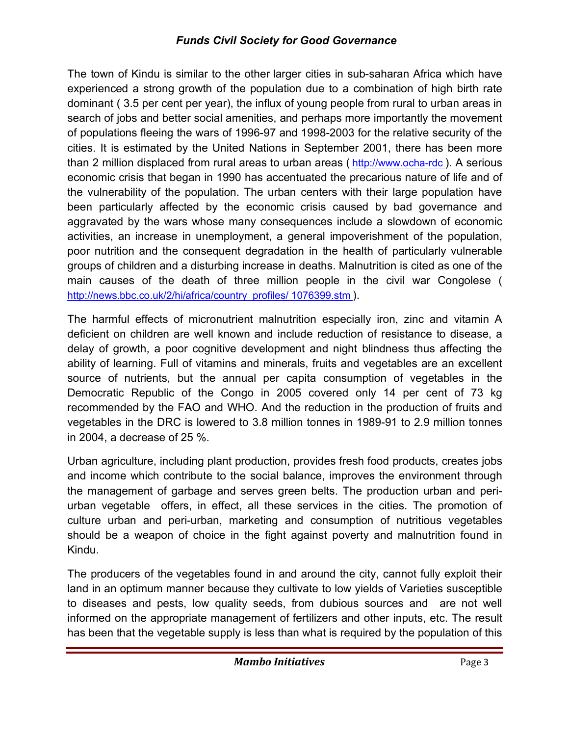The town of Kindu is similar to the other larger cities in sub-saharan Africa which have experienced a strong growth of the population due to a combination of high birth rate dominant ( 3.5 per cent per year), the influx of young people from rural to urban areas in search of jobs and better social amenities, and perhaps more importantly the movement of populations fleeing the wars of 1996-97 and 1998-2003 for the relative security of the cities. It is estimated by the United Nations in September 2001, there has been more than 2 million displaced from rural areas to urban areas ( http://www.ocha-rdc ). A serious economic crisis that began in 1990 has accentuated the precarious nature of life and of the vulnerability of the population. The urban centers with their large population have been particularly affected by the economic crisis caused by bad governance and aggravated by the wars whose many consequences include a slowdown of economic activities, an increase in unemployment, a general impoverishment of the population, poor nutrition and the consequent degradation in the health of particularly vulnerable groups of children and a disturbing increase in deaths. Malnutrition is cited as one of the main causes of the death of three million people in the civil war Congolese ( http://news.bbc.co.uk/2/hi/africa/country_profiles/ 1076399.stm ).

The harmful effects of micronutrient malnutrition especially iron, zinc and vitamin A deficient on children are well known and include reduction of resistance to disease, a delay of growth, a poor cognitive development and night blindness thus affecting the ability of learning. Full of vitamins and minerals, fruits and vegetables are an excellent source of nutrients, but the annual per capita consumption of vegetables in the Democratic Republic of the Congo in 2005 covered only 14 per cent of 73 kg recommended by the FAO and WHO. And the reduction in the production of fruits and vegetables in the DRC is lowered to 3.8 million tonnes in 1989-91 to 2.9 million tonnes in 2004, a decrease of 25 %.

Urban agriculture, including plant production, provides fresh food products, creates jobs and income which contribute to the social balance, improves the environment through the management of garbage and serves green belts. The production urban and peri-urban vegetable offers, in effect, all these services in the cities. The promotion of culture urban and peri-urban, marketing and consumption of nutritious vegetables should be a weapon of choice in the fight against poverty and malnutrition found in Kindu.

The producers of the vegetables found in and around the city, cannot fully exploit their land in an optimum manner because they cultivate to low yields of Varieties susceptible to diseases and pests, low quality seeds, from dubious sources and are not well informed on the appropriate management of fertilizers and other inputs, etc. The result has been that the vegetable supply is less than what is required by the population of this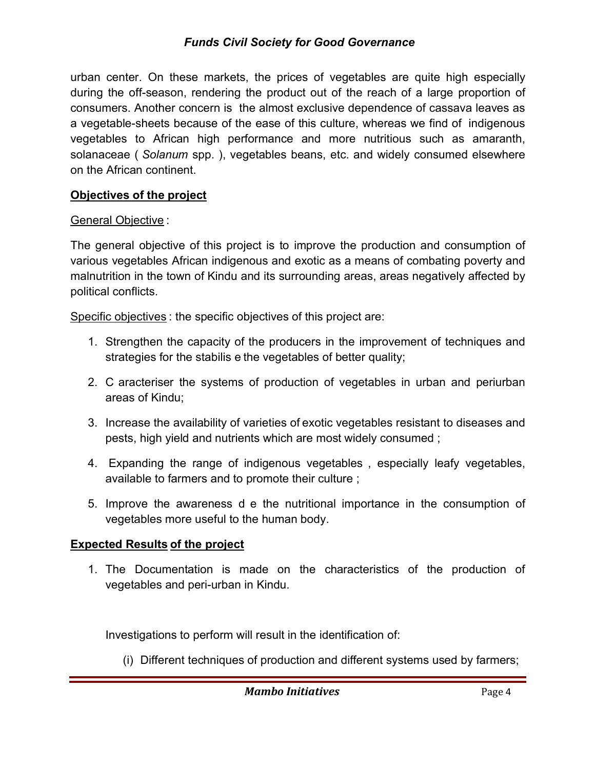urban center. On these markets, the prices of vegetables are quite high especially during the off-season, rendering the product out of the reach of a large proportion of consumers. Another concern is the almost exclusive dependence of cassava leaves as a vegetable-sheets because of the ease of this culture, whereas we find of indigenous vegetables to African high performance and more nutritious such as amaranth, solanaceae ( *Solanum* spp. ), vegetables beans, etc. and widely consumed elsewhere on the African continent.

## <u>Objectives of the project</u>

<u>General Objective</u> :

The general objective of this project is to improve the production and consumption of various vegetables African indigenous and exotic as a means of combating poverty and malnutrition in the town of Kindu and its surrounding areas, areas negatively affected by political conflicts.

<u>Specific objectives</u> : the specific objectives of this project are:

1. Strengthen the capacity of the producers in the improvement of techniques and strategies for the stabilis e the vegetables of better quality;
2. C aracteriser the systems of production of vegetables in urban and periurban areas of Kindu;
3. Increase the availability of varieties of exotic vegetables resistant to diseases and pests, high yield and nutrients which are most widely consumed ;
4. Expanding the range of indigenous vegetables , especially leafy vegetables, available to farmers and to promote their culture ;
5. Improve the awareness d e the nutritional importance in the consumption of vegetables more useful to the human body.

## <u>Expected Results of the project</u>

1. The Documentation is made on the characteristics of the production of vegetables and peri-urban in Kindu.

   Investigations to perform will result in the identification of:

   (i) Different techniques of production and different systems used by farmers;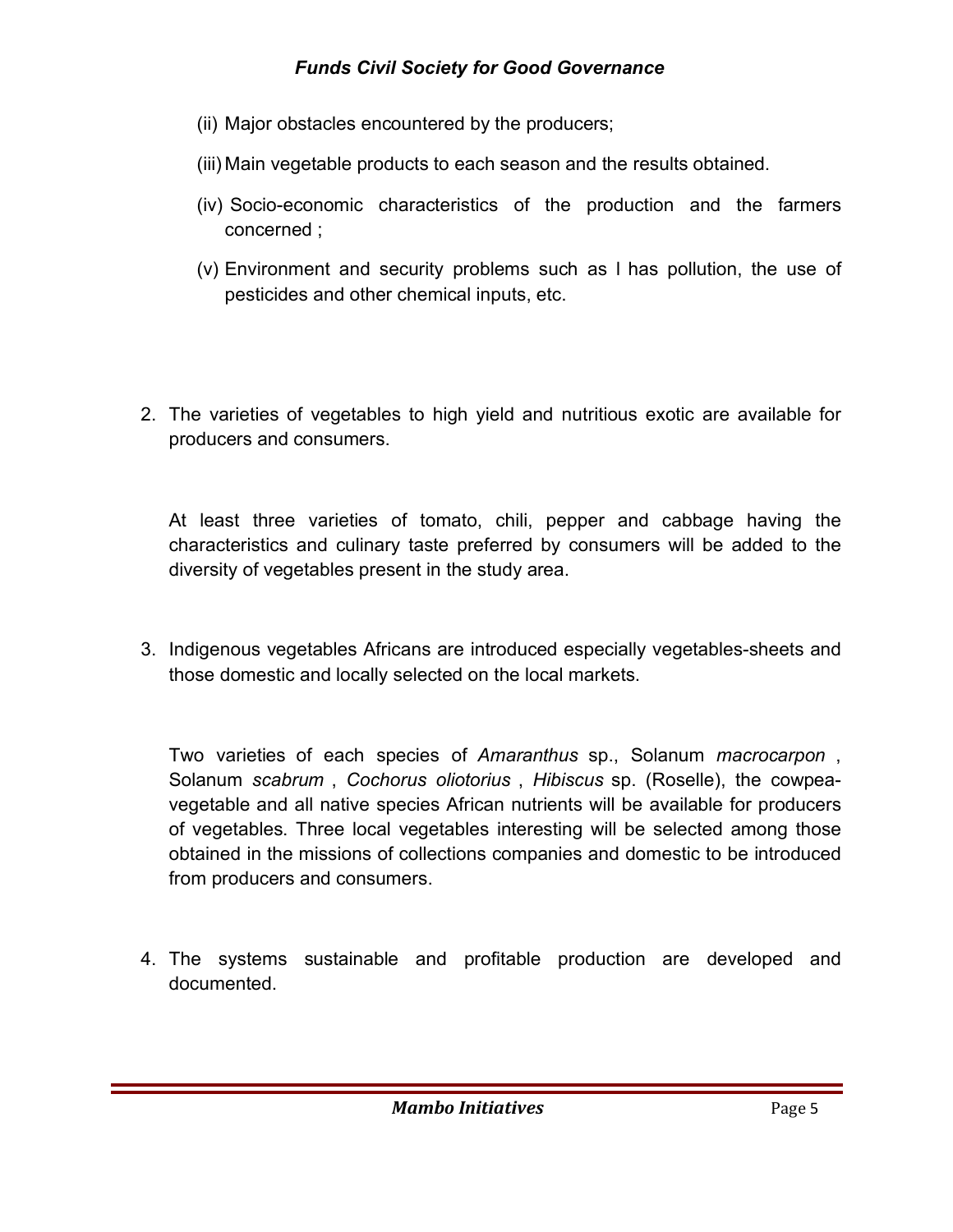(ii) Major obstacles encountered by the producers;

(iii) Main vegetable products to each season and the results obtained.

(iv) Socio-economic characteristics of the production and the farmers concerned ;

(v) Environment and security problems such as l has pollution, the use of pesticides and other chemical inputs, etc.

2. The varieties of vegetables to high yield and nutritious exotic are available for producers and consumers.

   At least three varieties of tomato, chili, pepper and cabbage having the characteristics and culinary taste preferred by consumers will be added to the diversity of vegetables present in the study area.

3. Indigenous vegetables Africans are introduced especially vegetables-sheets and those domestic and locally selected on the local markets.

   Two varieties of each species of *Amaranthus* sp., Solanum *macrocarpon* , Solanum *scabrum* , *Cochorus oliotorius* , *Hibiscus* sp. (Roselle), the cowpea-vegetable and all native species African nutrients will be available for producers of vegetables. Three local vegetables interesting will be selected among those obtained in the missions of collections companies and domestic to be introduced from producers and consumers.

4. The systems sustainable and profitable production are developed and documented.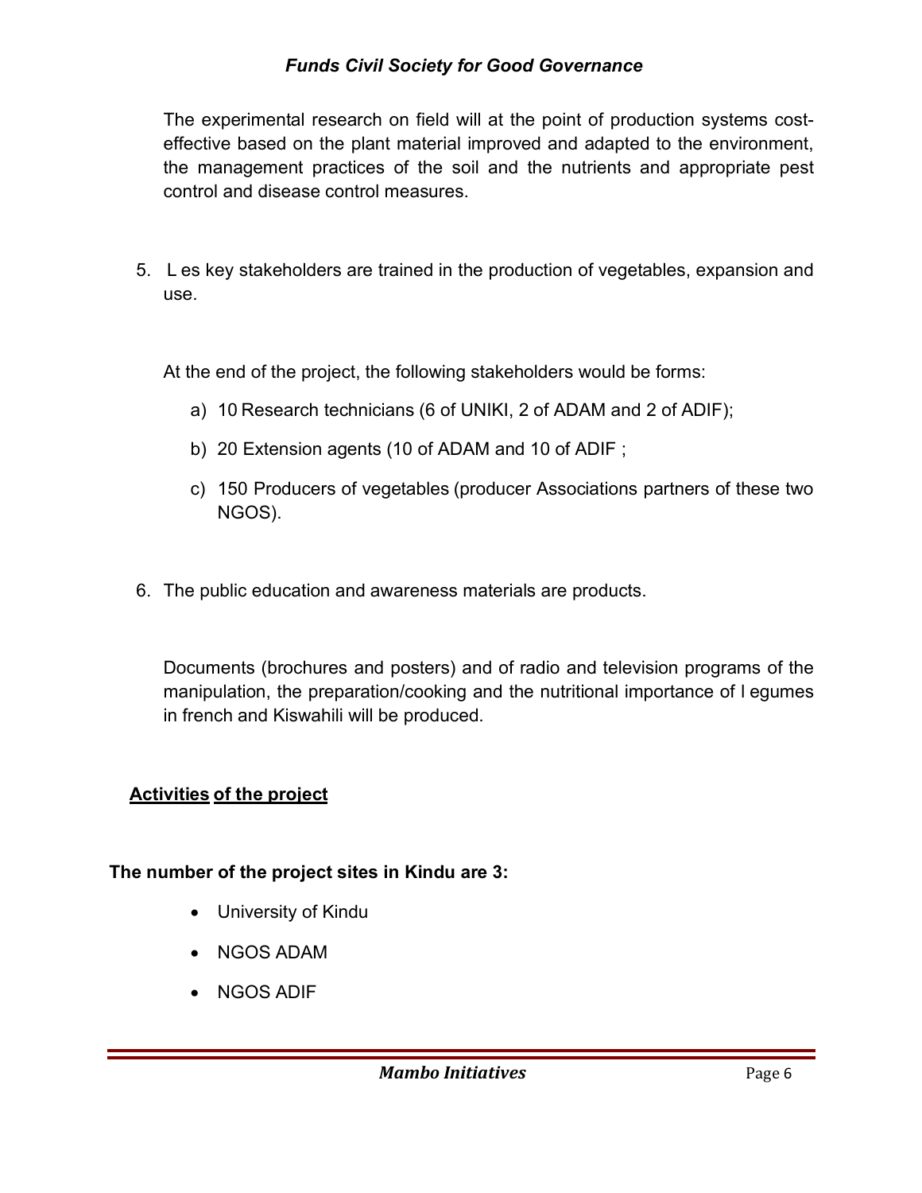The experimental research on field will at the point of production systems cost-effective based on the plant material improved and adapted to the environment, the management practices of the soil and the nutrients and appropriate pest control and disease control measures.

5. L es key stakeholders are trained in the production of vegetables, expansion and use.

   At the end of the project, the following stakeholders would be forms:

   a) 10 Research technicians (6 of UNIKI, 2 of ADAM and 2 of ADIF);
   b) 20 Extension agents (10 of ADAM and 10 of ADIF ;
   c) 150 Producers of vegetables (producer Associations partners of these two NGOS).

6. The public education and awareness materials are products.

   Documents (brochures and posters) and of radio and television programs of the manipulation, the preparation/cooking and the nutritional importance of l egumes in french and Kiswahili will be produced.

## Activities of the project

**The number of the project sites in Kindu are 3:**

- University of Kindu
- NGOS ADAM
- NGOS ADIF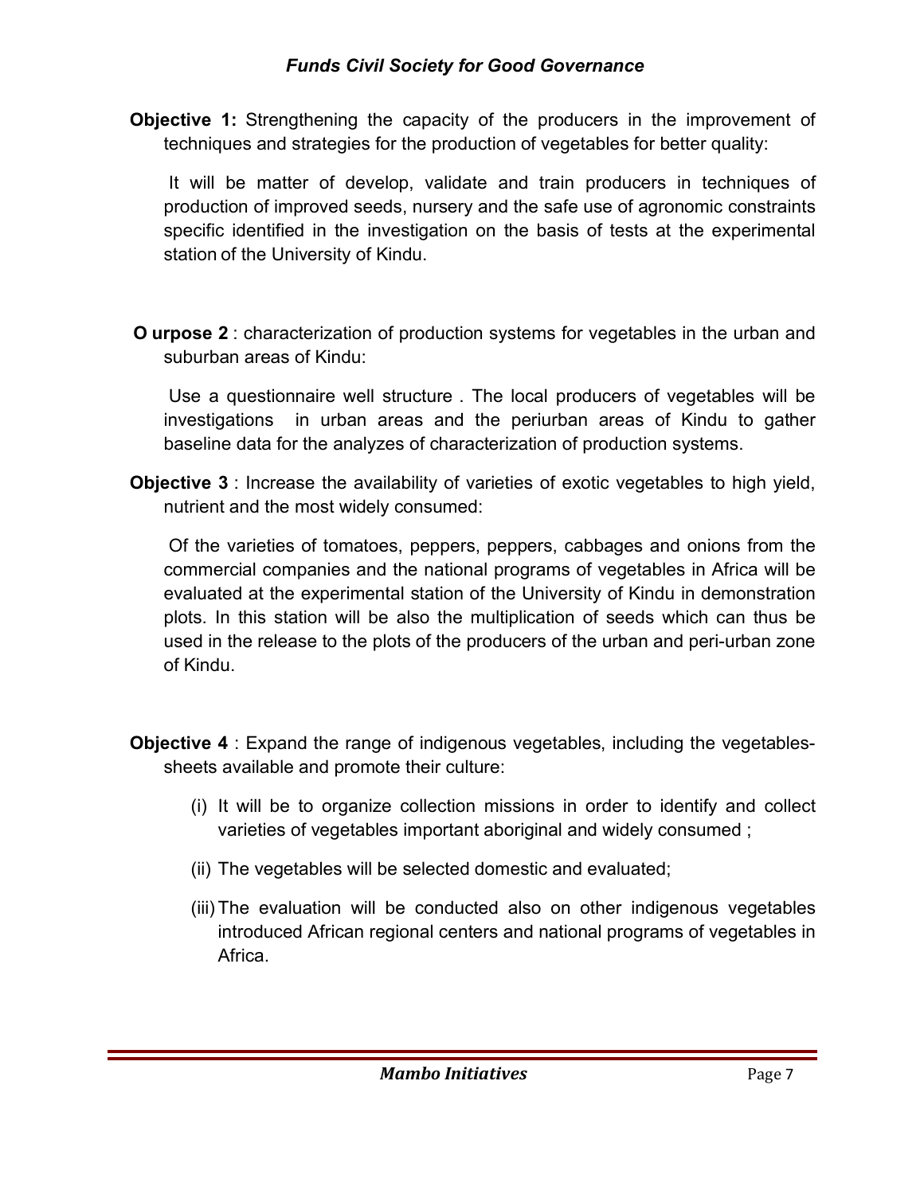**Objective 1:** Strengthening the capacity of the producers in the improvement of techniques and strategies for the production of vegetables for better quality:

It will be matter of develop, validate and train producers in techniques of production of improved seeds, nursery and the safe use of agronomic constraints specific identified in the investigation on the basis of tests at the experimental station of the University of Kindu.

**O urpose 2** : characterization of production systems for vegetables in the urban and suburban areas of Kindu:

Use a questionnaire well structure . The local producers of vegetables will be investigations in urban areas and the periurban areas of Kindu to gather baseline data for the analyzes of characterization of production systems.

**Objective 3** : Increase the availability of varieties of exotic vegetables to high yield, nutrient and the most widely consumed:

Of the varieties of tomatoes, peppers, peppers, cabbages and onions from the commercial companies and the national programs of vegetables in Africa will be evaluated at the experimental station of the University of Kindu in demonstration plots. In this station will be also the multiplication of seeds which can thus be used in the release to the plots of the producers of the urban and peri-urban zone of Kindu.

**Objective 4** : Expand the range of indigenous vegetables, including the vegetables-sheets available and promote their culture:

(i) It will be to organize collection missions in order to identify and collect varieties of vegetables important aboriginal and widely consumed ;

(ii) The vegetables will be selected domestic and evaluated;

(iii) The evaluation will be conducted also on other indigenous vegetables introduced African regional centers and national programs of vegetables in Africa.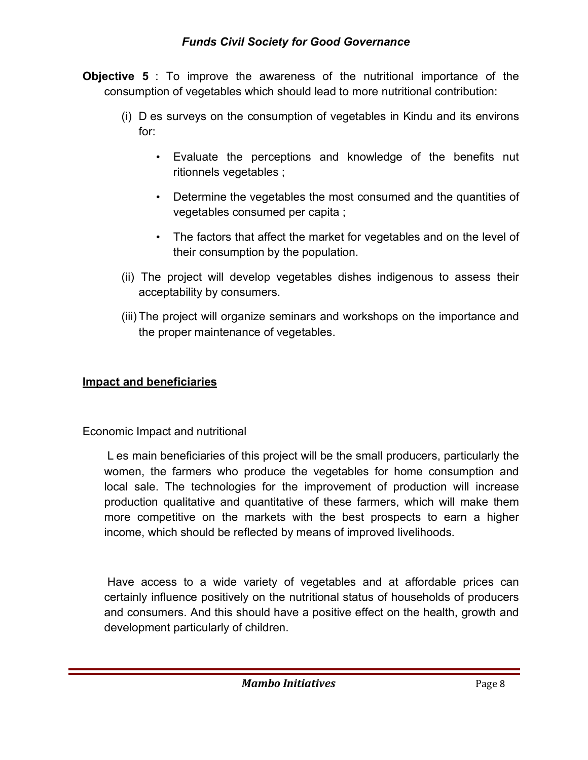**Objective 5** : To improve the awareness of the nutritional importance of the consumption of vegetables which should lead to more nutritional contribution:

(i) D es surveys on the consumption of vegetables in Kindu and its environs for:

- Evaluate the perceptions and knowledge of the benefits nut ritionnels vegetables ;
- Determine the vegetables the most consumed and the quantities of vegetables consumed per capita ;
- The factors that affect the market for vegetables and on the level of their consumption by the population.

(ii) The project will develop vegetables dishes indigenous to assess their acceptability by consumers.

(iii) The project will organize seminars and workshops on the importance and the proper maintenance of vegetables.

## Impact and beneficiaries

### Economic Impact and nutritional

L es main beneficiaries of this project will be the small producers, particularly the women, the farmers who produce the vegetables for home consumption and local sale. The technologies for the improvement of production will increase production qualitative and quantitative of these farmers, which will make them more competitive on the markets with the best prospects to earn a higher income, which should be reflected by means of improved livelihoods.

Have access to a wide variety of vegetables and at affordable prices can certainly influence positively on the nutritional status of households of producers and consumers. And this should have a positive effect on the health, growth and development particularly of children.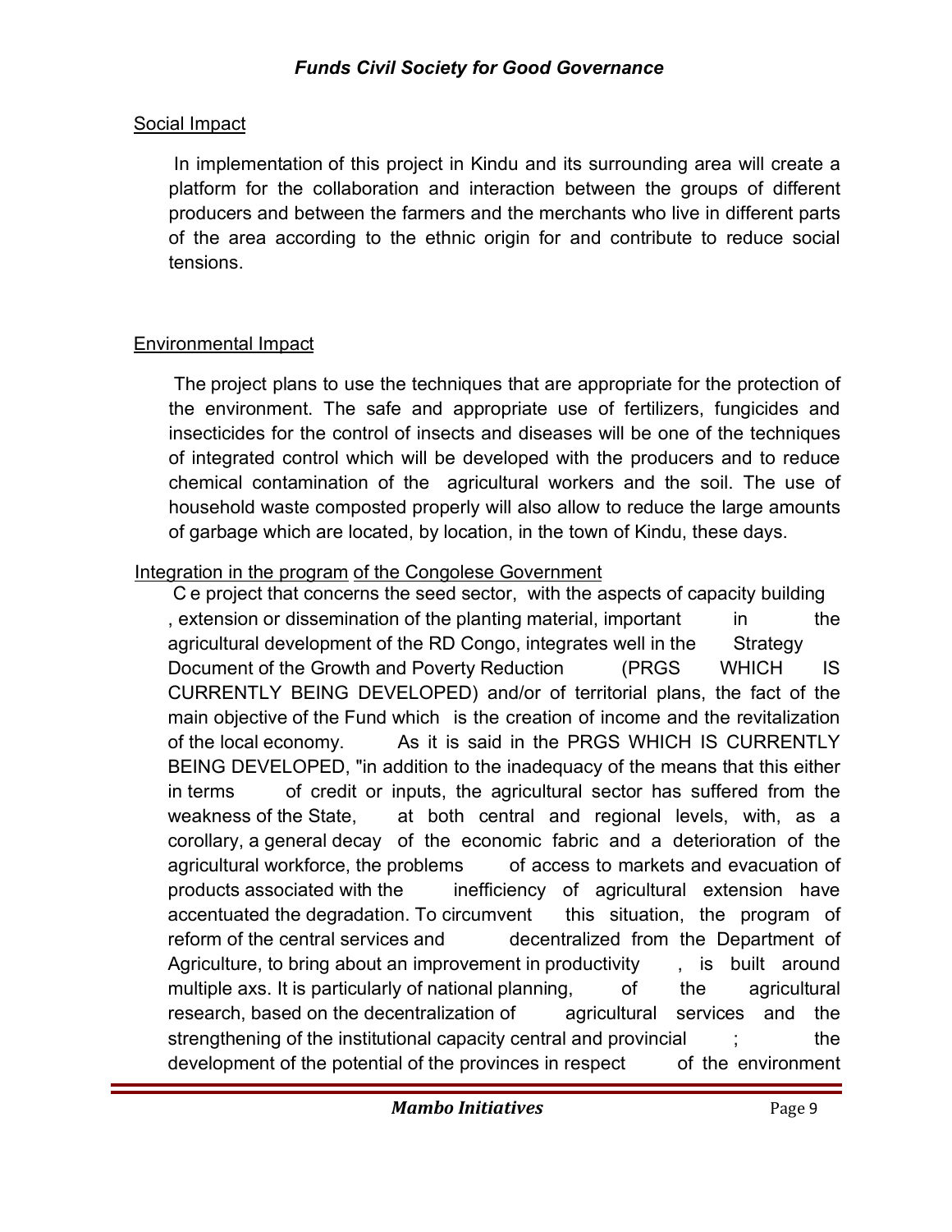## Social Impact

In implementation of this project in Kindu and its surrounding area will create a platform for the collaboration and interaction between the groups of different producers and between the farmers and the merchants who live in different parts of the area according to the ethnic origin for and contribute to reduce social tensions.

## Environmental Impact

The project plans to use the techniques that are appropriate for the protection of the environment. The safe and appropriate use of fertilizers, fungicides and insecticides for the control of insects and diseases will be one of the techniques of integrated control which will be developed with the producers and to reduce chemical contamination of the agricultural workers and the soil. The use of household waste composted properly will also allow to reduce the large amounts of garbage which are located, by location, in the town of Kindu, these days.

## Integration in the program of the Congolese Government

C e project that concerns the seed sector, with the aspects of capacity building , extension or dissemination of the planting material, important in the agricultural development of the RD Congo, integrates well in the Strategy Document of the Growth and Poverty Reduction (PRGS WHICH IS CURRENTLY BEING DEVELOPED) and/or of territorial plans, the fact of the main objective of the Fund which is the creation of income and the revitalization of the local economy. As it is said in the PRGS WHICH IS CURRENTLY BEING DEVELOPED, "in addition to the inadequacy of the means that this either in terms of credit or inputs, the agricultural sector has suffered from the weakness of the State, at both central and regional levels, with, as a corollary, a general decay of the economic fabric and a deterioration of the agricultural workforce, the problems of access to markets and evacuation of products associated with the inefficiency of agricultural extension have accentuated the degradation. To circumvent this situation, the program of reform of the central services and decentralized from the Department of Agriculture, to bring about an improvement in productivity , is built around multiple axs. It is particularly of national planning, of the agricultural research, based on the decentralization of agricultural services and the strengthening of the institutional capacity central and provincial ; the development of the potential of the provinces in respect of the environment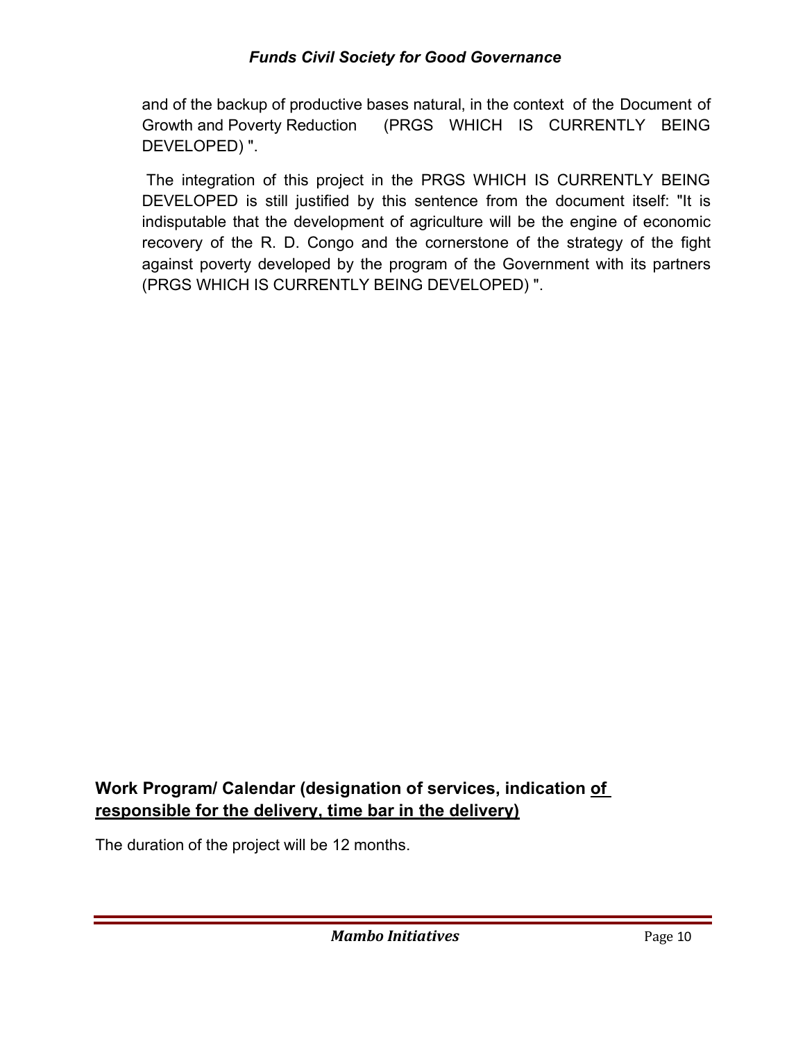and of the backup of productive bases natural, in the context of the Document of Growth and Poverty Reduction (PRGS WHICH IS CURRENTLY BEING DEVELOPED) ".

The integration of this project in the PRGS WHICH IS CURRENTLY BEING DEVELOPED is still justified by this sentence from the document itself: "It is indisputable that the development of agriculture will be the engine of economic recovery of the R. D. Congo and the cornerstone of the strategy of the fight against poverty developed by the program of the Government with its partners (PRGS WHICH IS CURRENTLY BEING DEVELOPED) ".

## Work Program/ Calendar (designation of services, indication of responsible for the delivery, time bar in the delivery)

The duration of the project will be 12 months.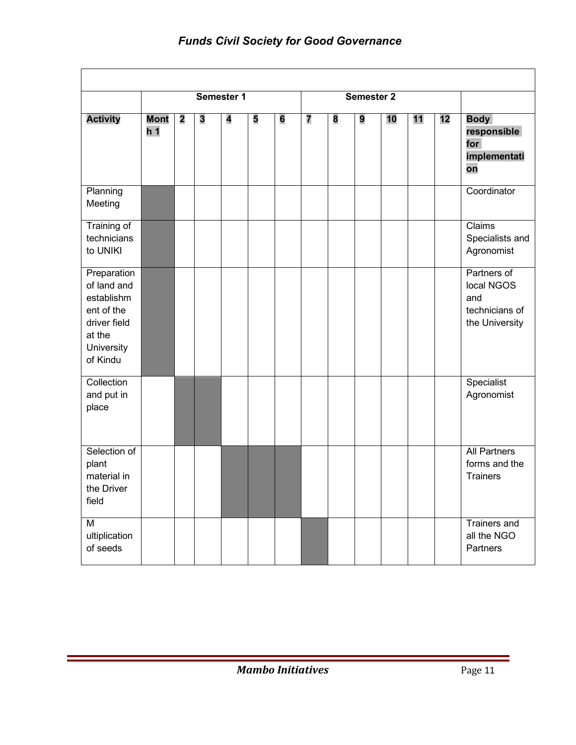| | | | | | | | | | | | | | |
|---|---|---|---|---|---|---|---|---|---|---|---|---|---|
| | Semester 1 | | | | | | Semester 2 | | | | | | |
| **Activity** | **Month 1** | **2** | **3** | **4** | **5** | **6** | **7** | **8** | **9** | **10** | **11** | **12** | **Body responsible for implementation** |
| Planning Meeting | | | | | | | | | | | | | Coordinator |
| Training of technicians to UNIKI | | | | | | | | | | | | | Claims Specialists and Agronomist |
| Preparation of land and establishment of the driver field at the University of Kindu | | | | | | | | | | | | | Partners of local NGOS and technicians of the University |
| Collection and put in place | | | | | | | | | | | | | Specialist Agronomist |
| Selection of plant material in the Driver field | | | | | | | | | | | | | All Partners forms and the Trainers |
| M ultiplication of seeds | | | | | | | | | | | | | Trainers and all the NGO Partners |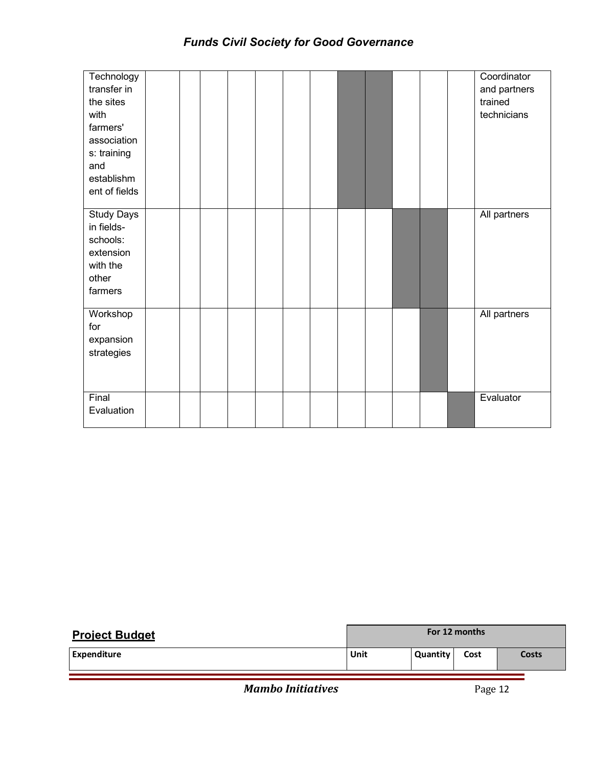| | | | | | | | | | | | | | |
|---|---|---|---|---|---|---|---|---|---|---|---|---|---|
| Technology transfer in the sites with farmers' associations: training and establishment of fields | | | | | | | | | | | | | Coordinator and partners trained technicians |
| Study Days in fields-schools: extension with the other farmers | | | | | | | | | | | | | All partners |
| Workshop for expansion strategies | | | | | | | | | | | | | All partners |
| Final Evaluation | | | | | | | | | | | | | Evaluator |

| **Project Budget** | For 12 months | | | |
|---|---|---|---|---|
| **Expenditure** | **Unit** | **Quantity** | **Cost** | **Costs** |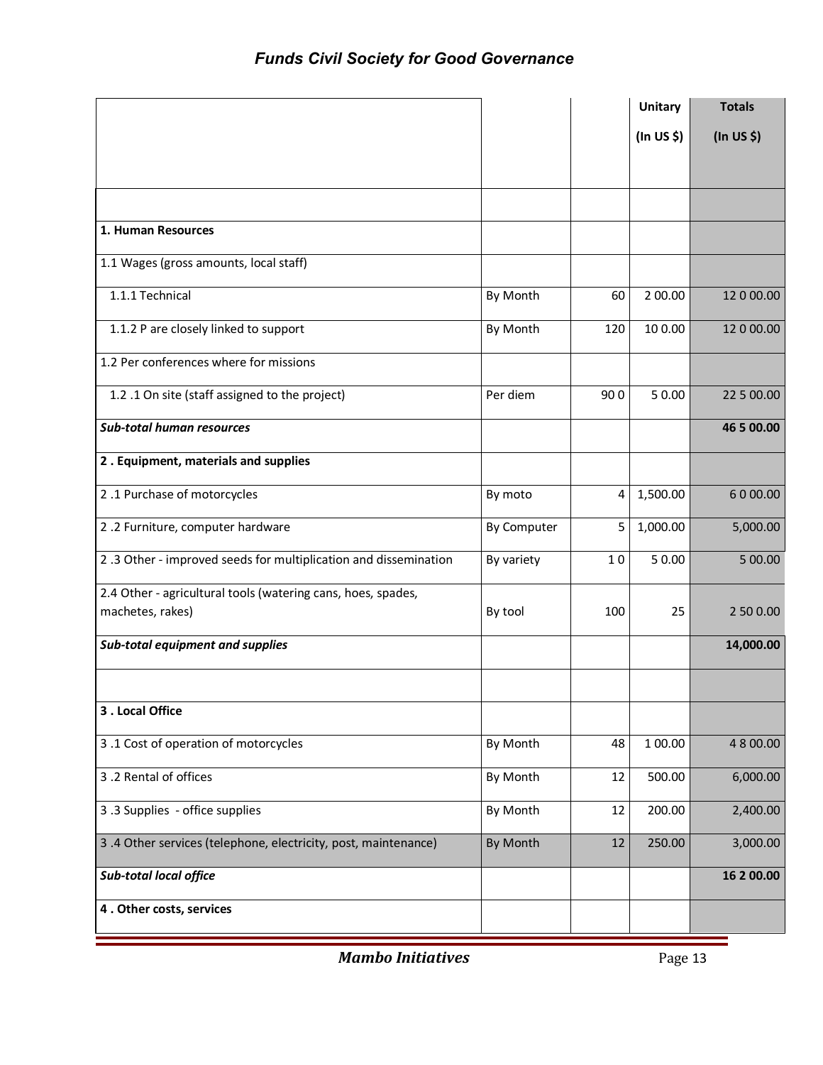| | | | Unitary (In US $) | Totals (In US $) |
|---|---|---|---|---|
| | | | | |
| **1. Human Resources** | | | | |
| 1.1 Wages (gross amounts, local staff) | | | | |
| 1.1.1 Technical | By Month | 60 | 2 00.00 | 12 0 00.00 |
| 1.1.2 P are closely linked to support | By Month | 120 | 10 0.00 | 12 0 00.00 |
| 1.2 Per conferences where for missions | | | | |
| 1.2 .1 On site (staff assigned to the project) | Per diem | 90 0 | 5 0.00 | 22 5 00.00 |
| ***Sub-total human resources*** | | | | **46 5 00.00** |
| **2 . Equipment, materials and supplies** | | | | |
| 2 .1 Purchase of motorcycles | By moto | 4 | 1,500.00 | 6 0 00.00 |
| 2 .2 Furniture, computer hardware | By Computer | 5 | 1,000.00 | 5,000.00 |
| 2 .3 Other - improved seeds for multiplication and dissemination | By variety | 1 0 | 5 0.00 | 5 00.00 |
| 2.4 Other - agricultural tools (watering cans, hoes, spades, machetes, rakes) | By tool | 100 | 25 | 2 50 0.00 |
| ***Sub-total equipment and supplies*** | | | | **14,000.00** |
| | | | | |
| **3 . Local Office** | | | | |
| 3 .1 Cost of operation of motorcycles | By Month | 48 | 1 00.00 | 4 8 00.00 |
| 3 .2 Rental of offices | By Month | 12 | 500.00 | 6,000.00 |
| 3 .3 Supplies - office supplies | By Month | 12 | 200.00 | 2,400.00 |
| 3 .4 Other services (telephone, electricity, post, maintenance) | By Month | 12 | 250.00 | 3,000.00 |
| ***Sub-total local office*** | | | | **16 2 00.00** |
| **4 . Other costs, services** | | | | |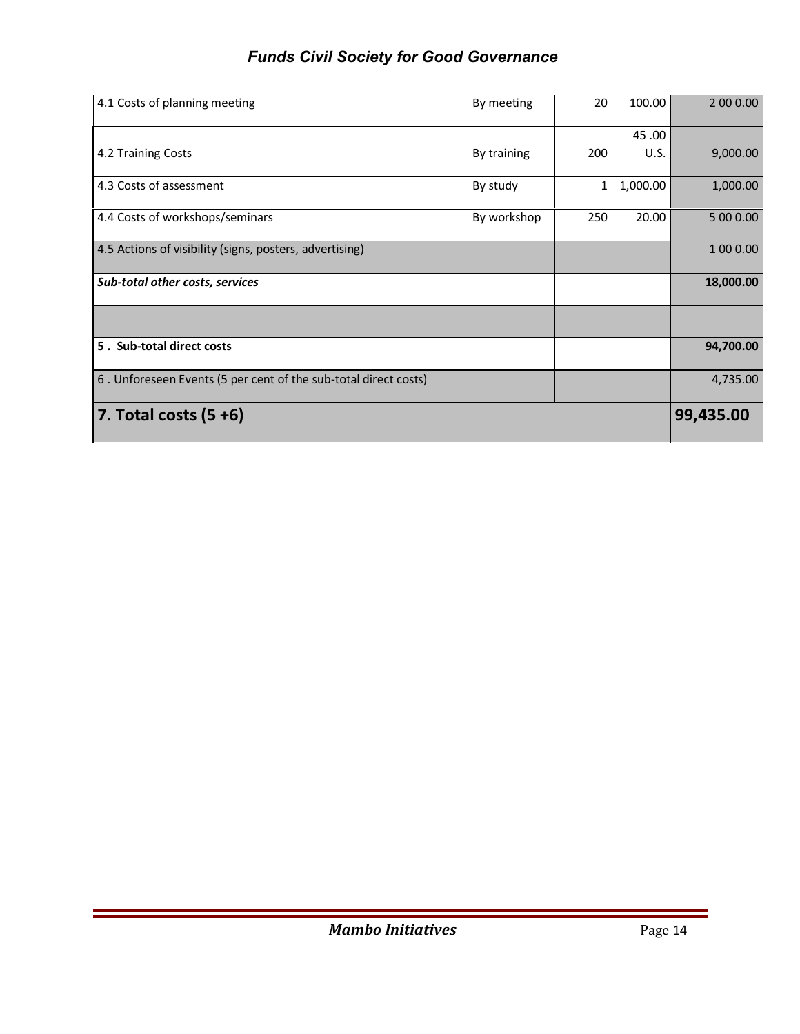| | | | | |
|---|---|---|---|---|
| 4.1 Costs of planning meeting | By meeting | 20 | 100.00 | 2 00 0.00 |
| 4.2 Training Costs | By training | 200 | 45 .00 U.S. | 9,000.00 |
| 4.3 Costs of assessment | By study | 1 | 1,000.00 | 1,000.00 |
| 4.4 Costs of workshops/seminars | By workshop | 250 | 20.00 | 5 00 0.00 |
| 4.5 Actions of visibility (signs, posters, advertising) | | | | 1 00 0.00 |
| ***Sub-total other costs, services*** | | | | **18,000.00** |
| | | | | |
| **5 . Sub-total direct costs** | | | | **94,700.00** |
| 6 . Unforeseen Events (5 per cent of the sub-total direct costs) | | | | 4,735.00 |
| **7. Total costs (5 +6)** | | | | **99,435.00** |